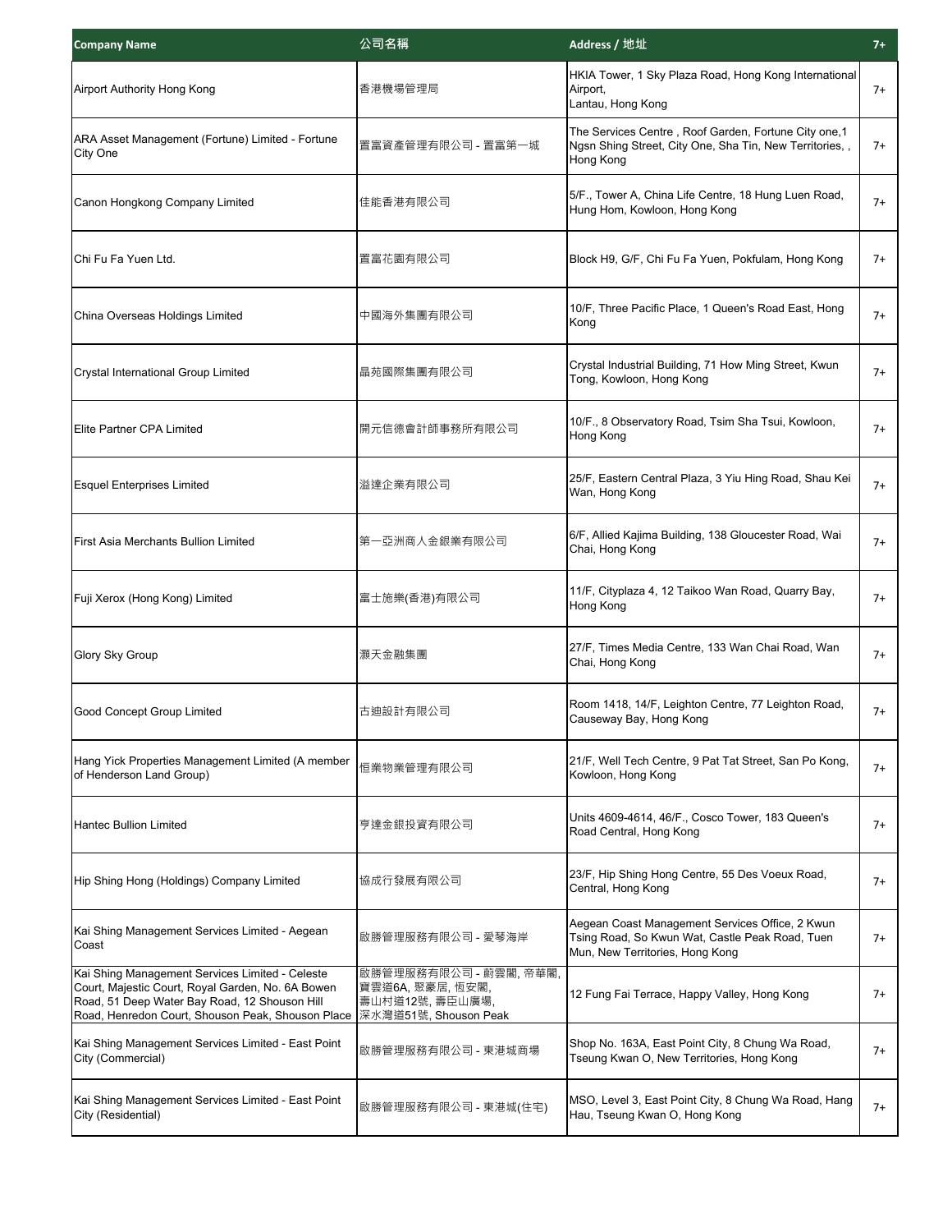| Company Name | 公司名稱 | Address / 地址 | 7+ |
| --- | --- | --- | --- |
| Airport Authority Hong Kong | 香港機場管理局 | HKIA Tower, 1 Sky Plaza Road, Hong Kong International Airport, Lantau, Hong Kong | 7+ |
| ARA Asset Management (Fortune) Limited - Fortune City One | 置富資產管理有限公司 - 置富第一城 | The Services Centre , Roof Garden, Fortune City one,1 Ngsn Shing Street, City One, Sha Tin, New Territories, , Hong Kong | 7+ |
| Canon Hongkong Company Limited | 佳能香港有限公司 | 5/F., Tower A, China Life Centre, 18 Hung Luen Road, Hung Hom, Kowloon, Hong Kong | 7+ |
| Chi Fu Fa Yuen Ltd. | 置富花園有限公司 | Block H9, G/F, Chi Fu Fa Yuen, Pokfulam, Hong Kong | 7+ |
| China Overseas Holdings Limited | 中國海外集團有限公司 | 10/F, Three Pacific Place, 1 Queen's Road East, Hong Kong | 7+ |
| Crystal International Group Limited | 晶苑國際集團有限公司 | Crystal Industrial Building, 71 How Ming Street, Kwun Tong, Kowloon, Hong Kong | 7+ |
| Elite Partner CPA Limited | 開元信德會計師事務所有限公司 | 10/F., 8 Observatory Road, Tsim Sha Tsui, Kowloon, Hong Kong | 7+ |
| Esquel Enterprises Limited | 溢達企業有限公司 | 25/F, Eastern Central Plaza, 3 Yiu Hing Road, Shau Kei Wan, Hong Kong | 7+ |
| First Asia Merchants Bullion Limited | 第一亞洲商人金銀業有限公司 | 6/F, Allied Kajima Building, 138 Gloucester Road, Wai Chai, Hong Kong | 7+ |
| Fuji Xerox (Hong Kong) Limited | 富士施樂(香港)有限公司 | 11/F, Cityplaza 4, 12 Taikoo Wan Road, Quarry Bay, Hong Kong | 7+ |
| Glory Sky Group | 灝天金融集團 | 27/F, Times Media Centre, 133 Wan Chai Road, Wan Chai, Hong Kong | 7+ |
| Good Concept Group Limited | 古廸設計有限公司 | Room 1418, 14/F, Leighton Centre, 77 Leighton Road, Causeway Bay, Hong Kong | 7+ |
| Hang Yick Properties Management Limited (A member of Henderson Land Group) | 恒業物業管理有限公司 | 21/F, Well Tech Centre, 9 Pat Tat Street, San Po Kong, Kowloon, Hong Kong | 7+ |
| Hantec Bullion Limited | 亨達金銀投資有限公司 | Units 4609-4614, 46/F., Cosco Tower, 183 Queen's Road Central, Hong Kong | 7+ |
| Hip Shing Hong (Holdings) Company Limited | 協成行發展有限公司 | 23/F, Hip Shing Hong Centre, 55 Des Voeux Road, Central, Hong Kong | 7+ |
| Kai Shing Management Services Limited - Aegean Coast | 啟勝管理服務有限公司 - 愛琴海岸 | Aegean Coast Management Services Office, 2 Kwun Tsing Road, So Kwun Wat, Castle Peak Road, Tuen Mun, New Territories, Hong Kong | 7+ |
| Kai Shing Management Services Limited - Celeste Court, Majestic Court, Royal Garden, No. 6A Bowen Road, 51 Deep Water Bay Road, 12 Shouson Hill Road, Henredon Court, Shouson Peak, Shouson Place | 啟勝管理服務有限公司 - 蔚雲閣, 帝華閣, 寶雲道6A, 聚豪居, 恆安閣, 壽山村道12號, 壽臣山廣場, 深水灣道51號, Shouson Peak | 12 Fung Fai Terrace, Happy Valley, Hong Kong | 7+ |
| Kai Shing Management Services Limited - East Point City (Commercial) | 啟勝管理服務有限公司 - 東港城商場 | Shop No. 163A, East Point City, 8 Chung Wa Road, Tseung Kwan O, New Territories, Hong Kong | 7+ |
| Kai Shing Management Services Limited - East Point City (Residential) | 啟勝管理服務有限公司 - 東港城(住宅) | MSO, Level 3, East Point City, 8 Chung Wa Road, Hang Hau, Tseung Kwan O, Hong Kong | 7+ |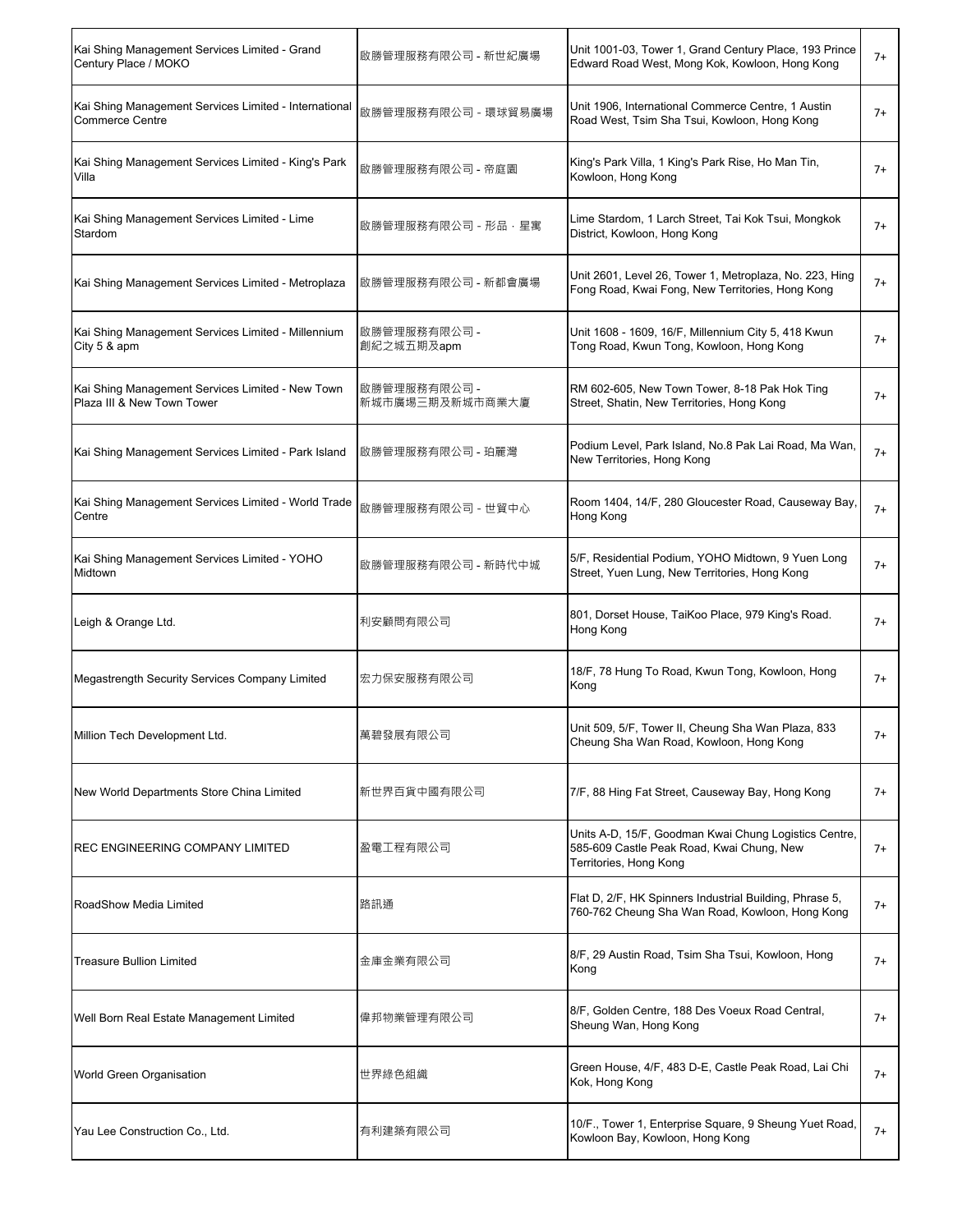| Kai Shing Management Services Limited - Grand Century Place / MOKO | 啟勝管理服務有限公司 - 新世紀廣場 | Unit 1001-03, Tower 1, Grand Century Place, 193 Prince Edward Road West, Mong Kok, Kowloon, Hong Kong | 7+ |
|---|---|---|---|
| Kai Shing Management Services Limited - International Commerce Centre | 啟勝管理服務有限公司 - 環球貿易廣場 | Unit 1906, International Commerce Centre, 1 Austin Road West, Tsim Sha Tsui, Kowloon, Hong Kong | 7+ |
| Kai Shing Management Services Limited - King's Park Villa | 啟勝管理服務有限公司 - 帝庭園 | King's Park Villa, 1 King's Park Rise, Ho Man Tin, Kowloon, Hong Kong | 7+ |
| Kai Shing Management Services Limited - Lime Stardom | 啟勝管理服務有限公司 - 形品 · 星寓 | Lime Stardom, 1 Larch Street, Tai Kok Tsui, Mongkok District, Kowloon, Hong Kong | 7+ |
| Kai Shing Management Services Limited - Metroplaza | 啟勝管理服務有限公司 - 新都會廣場 | Unit 2601, Level 26, Tower 1, Metroplaza, No. 223, Hing Fong Road, Kwai Fong, New Territories, Hong Kong | 7+ |
| Kai Shing Management Services Limited - Millennium City 5 & apm | 啟勝管理服務有限公司 - 創紀之城五期及apm | Unit 1608 - 1609, 16/F, Millennium City 5, 418 Kwun Tong Road, Kwun Tong, Kowloon, Hong Kong | 7+ |
| Kai Shing Management Services Limited - New Town Plaza III & New Town Tower | 啟勝管理服務有限公司 - 新城市廣場三期及新城市商業大廈 | RM 602-605, New Town Tower, 8-18 Pak Hok Ting Street, Shatin, New Territories, Hong Kong | 7+ |
| Kai Shing Management Services Limited - Park Island | 啟勝管理服務有限公司 - 珀麗灣 | Podium Level, Park Island, No.8 Pak Lai Road, Ma Wan, New Territories, Hong Kong | 7+ |
| Kai Shing Management Services Limited - World Trade Centre | 啟勝管理服務有限公司 - 世貿中心 | Room 1404, 14/F, 280 Gloucester Road, Causeway Bay, Hong Kong | 7+ |
| Kai Shing Management Services Limited - YOHO Midtown | 啟勝管理服務有限公司 - 新時代中城 | 5/F, Residential Podium, YOHO Midtown, 9 Yuen Long Street, Yuen Lung, New Territories, Hong Kong | 7+ |
| Leigh & Orange Ltd. | 利安顧問有限公司 | 801, Dorset House, TaiKoo Place, 979 King's Road. Hong Kong | 7+ |
| Megastrength Security Services Company Limited | 宏力保安服務有限公司 | 18/F, 78 Hung To Road, Kwun Tong, Kowloon, Hong Kong | 7+ |
| Million Tech Development Ltd. | 萬碧發展有限公司 | Unit 509, 5/F, Tower II, Cheung Sha Wan Plaza, 833 Cheung Sha Wan Road, Kowloon, Hong Kong | 7+ |
| New World Departments Store China Limited | 新世界百貨中國有限公司 | 7/F, 88 Hing Fat Street, Causeway Bay, Hong Kong | 7+ |
| REC ENGINEERING COMPANY LIMITED | 盈電工程有限公司 | Units A-D, 15/F, Goodman Kwai Chung Logistics Centre, 585-609 Castle Peak Road, Kwai Chung, New Territories, Hong Kong | 7+ |
| RoadShow Media Limited | 路訊通 | Flat D, 2/F, HK Spinners Industrial Building, Phrase 5, 760-762 Cheung Sha Wan Road, Kowloon, Hong Kong | 7+ |
| Treasure Bullion Limited | 金庫金業有限公司 | 8/F, 29 Austin Road, Tsim Sha Tsui, Kowloon, Hong Kong | 7+ |
| Well Born Real Estate Management Limited | 偉邦物業管理有限公司 | 8/F, Golden Centre, 188 Des Voeux Road Central, Sheung Wan, Hong Kong | 7+ |
| World Green Organisation | 世界綠色組織 | Green House, 4/F, 483 D-E, Castle Peak Road, Lai Chi Kok, Hong Kong | 7+ |
| Yau Lee Construction Co., Ltd. | 有利建築有限公司 | 10/F., Tower 1, Enterprise Square, 9 Sheung Yuet Road, Kowloon Bay, Kowloon, Hong Kong | 7+ |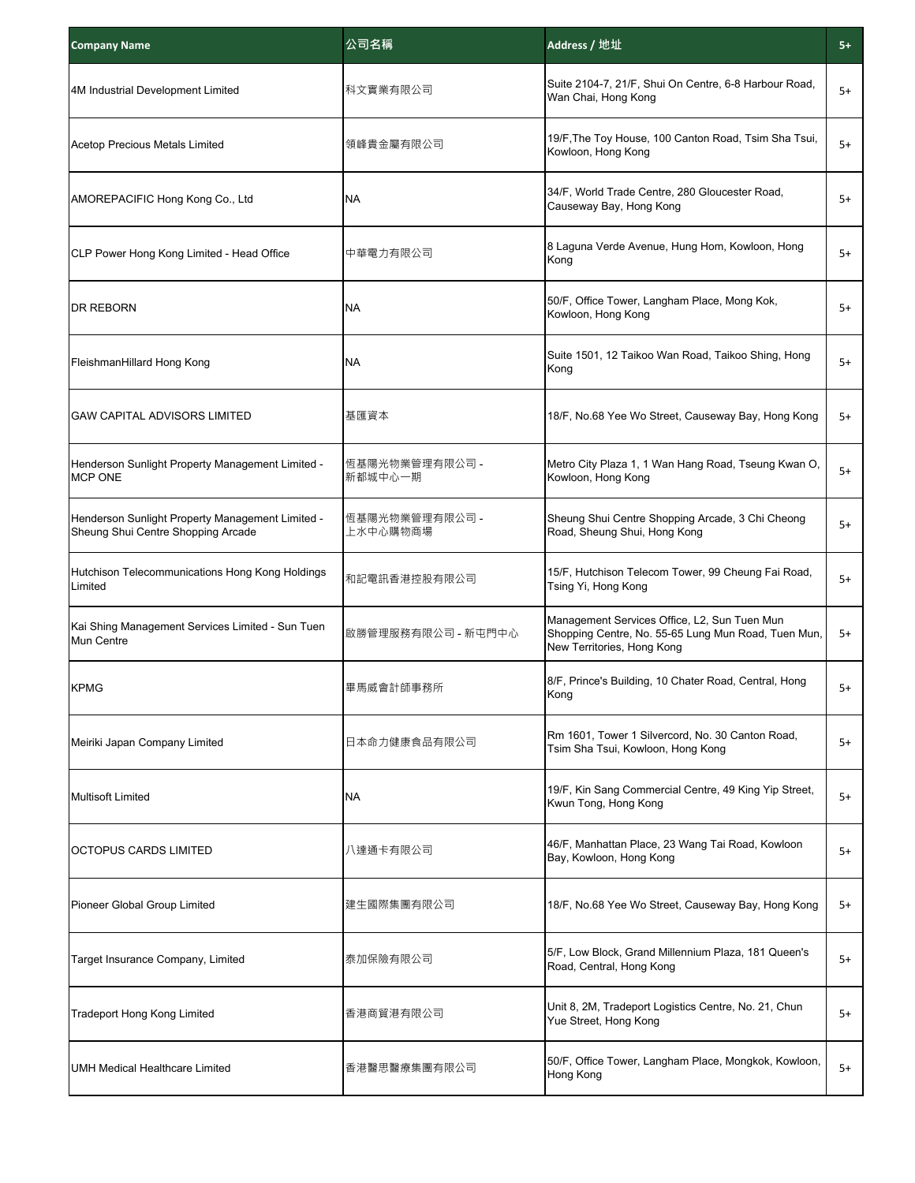| Company Name | 公司名稱 | Address / 地址 | 5+ |
|---|---|---|---|
| 4M Industrial Development Limited | 科文實業有限公司 | Suite 2104-7, 21/F, Shui On Centre, 6-8 Harbour Road, Wan Chai, Hong Kong | 5+ |
| Acetop Precious Metals Limited | 領峰貴金屬有限公司 | 19/F,The Toy House, 100 Canton Road, Tsim Sha Tsui, Kowloon, Hong Kong | 5+ |
| AMOREPACIFIC Hong Kong Co., Ltd | NA | 34/F, World Trade Centre, 280 Gloucester Road, Causeway Bay, Hong Kong | 5+ |
| CLP Power Hong Kong Limited - Head Office | 中華電力有限公司 | 8 Laguna Verde Avenue, Hung Hom, Kowloon, Hong Kong | 5+ |
| DR REBORN | NA | 50/F, Office Tower, Langham Place, Mong Kok, Kowloon, Hong Kong | 5+ |
| FleishmanHillard Hong Kong | NA | Suite 1501, 12 Taikoo Wan Road, Taikoo Shing, Hong Kong | 5+ |
| GAW CAPITAL ADVISORS LIMITED | 基匯資本 | 18/F, No.68 Yee Wo Street, Causeway Bay, Hong Kong | 5+ |
| Henderson Sunlight Property Management Limited - MCP ONE | 恆基陽光物業管理有限公司 - 新都城中心一期 | Metro City Plaza 1, 1 Wan Hang Road, Tseung Kwan O, Kowloon, Hong Kong | 5+ |
| Henderson Sunlight Property Management Limited - Sheung Shui Centre Shopping Arcade | 恆基陽光物業管理有限公司 - 上水中心購物商場 | Sheung Shui Centre Shopping Arcade, 3 Chi Cheong Road, Sheung Shui, Hong Kong | 5+ |
| Hutchison Telecommunications Hong Kong Holdings Limited | 和記電訊香港控股有限公司 | 15/F, Hutchison Telecom Tower, 99 Cheung Fai Road, Tsing Yi, Hong Kong | 5+ |
| Kai Shing Management Services Limited - Sun Tuen Mun Centre | 啟勝管理服務有限公司 - 新屯門中心 | Management Services Office, L2, Sun Tuen Mun Shopping Centre, No. 55-65 Lung Mun Road, Tuen Mun, New Territories, Hong Kong | 5+ |
| KPMG | 畢馬威會計師事務所 | 8/F, Prince's Building, 10 Chater Road, Central, Hong Kong | 5+ |
| Meiriki Japan Company Limited | 日本命力健康食品有限公司 | Rm 1601, Tower 1 Silvercord, No. 30 Canton Road, Tsim Sha Tsui, Kowloon, Hong Kong | 5+ |
| Multisoft Limited | NA | 19/F, Kin Sang Commercial Centre, 49 King Yip Street, Kwun Tong, Hong Kong | 5+ |
| OCTOPUS CARDS LIMITED | 八達通卡有限公司 | 46/F, Manhattan Place, 23 Wang Tai Road, Kowloon Bay, Kowloon, Hong Kong | 5+ |
| Pioneer Global Group Limited | 建生國際集團有限公司 | 18/F, No.68 Yee Wo Street, Causeway Bay, Hong Kong | 5+ |
| Target Insurance Company, Limited | 泰加保險有限公司 | 5/F, Low Block, Grand Millennium Plaza, 181 Queen's Road, Central, Hong Kong | 5+ |
| Tradeport Hong Kong Limited | 香港商貿港有限公司 | Unit 8, 2M, Tradeport Logistics Centre, No. 21, Chun Yue Street, Hong Kong | 5+ |
| UMH Medical Healthcare Limited | 香港醫思醫療集團有限公司 | 50/F, Office Tower, Langham Place, Mongkok, Kowloon, Hong Kong | 5+ |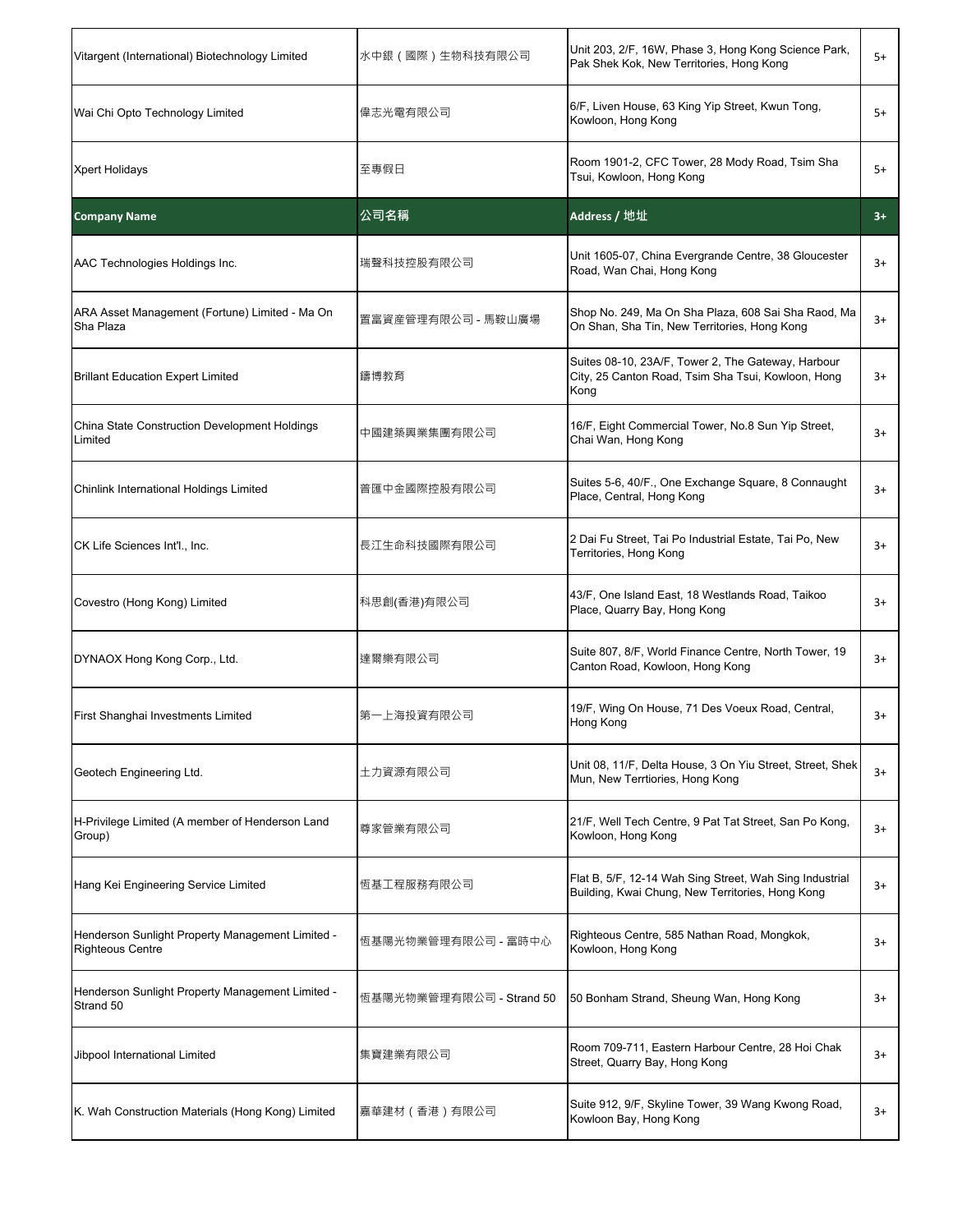| | | | |
|---|---|---|---|
| Vitargent (International) Biotechnology Limited | 水中銀（國際）生物科技有限公司 | Unit 203, 2/F, 16W, Phase 3, Hong Kong Science Park, Pak Shek Kok, New Territories, Hong Kong | 5+ |
| Wai Chi Opto Technology Limited | 偉志光電有限公司 | 6/F, Liven House, 63 King Yip Street, Kwun Tong, Kowloon, Hong Kong | 5+ |
| Xpert Holidays | 至專假日 | Room 1901-2, CFC Tower, 28 Mody Road, Tsim Sha Tsui, Kowloon, Hong Kong | 5+ |

| **Company Name** | **公司名稱** | **Address / 地址** | **3+** |
|---|---|---|---|
| AAC Technologies Holdings Inc. | 瑞聲科技控股有限公司 | Unit 1605-07, China Evergrande Centre, 38 Gloucester Road, Wan Chai, Hong Kong | 3+ |
| ARA Asset Management (Fortune) Limited - Ma On Sha Plaza | 置富資產管理有限公司 - 馬鞍山廣場 | Shop No. 249, Ma On Sha Plaza, 608 Sai Sha Raod, Ma On Shan, Sha Tin, New Territories, Hong Kong | 3+ |
| Brillant Education Expert Limited | 鐳博教育 | Suites 08-10, 23A/F, Tower 2, The Gateway, Harbour City, 25 Canton Road, Tsim Sha Tsui, Kowloon, Hong Kong | 3+ |
| China State Construction Development Holdings Limited | 中國建築興業集團有限公司 | 16/F, Eight Commercial Tower, No.8 Sun Yip Street, Chai Wan, Hong Kong | 3+ |
| Chinlink International Holdings Limited | 普匯中金國際控股有限公司 | Suites 5-6, 40/F., One Exchange Square, 8 Connaught Place, Central, Hong Kong | 3+ |
| CK Life Sciences Int'l., Inc. | 長江生命科技國際有限公司 | 2 Dai Fu Street, Tai Po Industrial Estate, Tai Po, New Territories, Hong Kong | 3+ |
| Covestro (Hong Kong) Limited | 科思創(香港)有限公司 | 43/F, One Island East, 18 Westlands Road, Taikoo Place, Quarry Bay, Hong Kong | 3+ |
| DYNAOX Hong Kong Corp., Ltd. | 達爾樂有限公司 | Suite 807, 8/F, World Finance Centre, North Tower, 19 Canton Road, Kowloon, Hong Kong | 3+ |
| First Shanghai Investments Limited | 第一上海投資有限公司 | 19/F, Wing On House, 71 Des Voeux Road, Central, Hong Kong | 3+ |
| Geotech Engineering Ltd. | 土力資源有限公司 | Unit 08, 11/F, Delta House, 3 On Yiu Street, Street, Shek Mun, New Terrtiories, Hong Kong | 3+ |
| H-Privilege Limited (A member of Henderson Land Group) | 尊家管業有限公司 | 21/F, Well Tech Centre, 9 Pat Tat Street, San Po Kong, Kowloon, Hong Kong | 3+ |
| Hang Kei Engineering Service Limited | 恆基工程服務有限公司 | Flat B, 5/F, 12-14 Wah Sing Street, Wah Sing Industrial Building, Kwai Chung, New Territories, Hong Kong | 3+ |
| Henderson Sunlight Property Management Limited - Righteous Centre | 恆基陽光物業管理有限公司 - 富時中心 | Righteous Centre, 585 Nathan Road, Mongkok, Kowloon, Hong Kong | 3+ |
| Henderson Sunlight Property Management Limited - Strand 50 | 恆基陽光物業管理有限公司 - Strand 50 | 50 Bonham Strand, Sheung Wan, Hong Kong | 3+ |
| Jibpool International Limited | 集寶建業有限公司 | Room 709-711, Eastern Harbour Centre, 28 Hoi Chak Street, Quarry Bay, Hong Kong | 3+ |
| K. Wah Construction Materials (Hong Kong) Limited | 嘉華建材（香港）有限公司 | Suite 912, 9/F, Skyline Tower, 39 Wang Kwong Road, Kowloon Bay, Hong Kong | 3+ |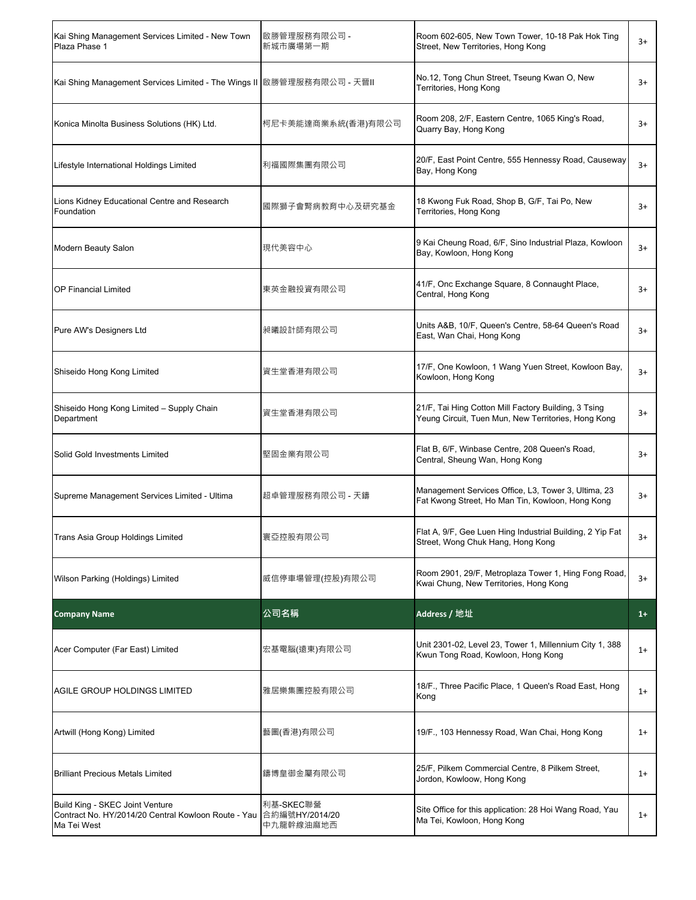| | | | |
|---|---|---|---|
| Kai Shing Management Services Limited - New Town Plaza Phase 1 | 啟勝管理服務有限公司 - 新城市廣場第一期 | Room 602-605, New Town Tower, 10-18 Pak Hok Ting Street, New Territories, Hong Kong | 3+ |
| Kai Shing Management Services Limited - The Wings II | 啟勝管理服務有限公司 - 天晉II | No.12, Tong Chun Street, Tseung Kwan O, New Territories, Hong Kong | 3+ |
| Konica Minolta Business Solutions (HK) Ltd. | 柯尼卡美能達商業系統(香港)有限公司 | Room 208, 2/F, Eastern Centre, 1065 King's Road, Quarry Bay, Hong Kong | 3+ |
| Lifestyle International Holdings Limited | 利福國際集團有限公司 | 20/F, East Point Centre, 555 Hennessy Road, Causeway Bay, Hong Kong | 3+ |
| Lions Kidney Educational Centre and Research Foundation | 國際獅子會腎病教育中心及研究基金 | 18 Kwong Fuk Road, Shop B, G/F, Tai Po, New Territories, Hong Kong | 3+ |
| Modern Beauty Salon | 現代美容中心 | 9 Kai Cheung Road, 6/F, Sino Industrial Plaza, Kowloon Bay, Kowloon, Hong Kong | 3+ |
| OP Financial Limited | 東英金融投資有限公司 | 41/F, Onc Exchange Square, 8 Connaught Place, Central, Hong Kong | 3+ |
| Pure AW's Designers Ltd | 昶曦設計師有限公司 | Units A&B, 10/F, Queen's Centre, 58-64 Queen's Road East, Wan Chai, Hong Kong | 3+ |
| Shiseido Hong Kong Limited | 資生堂香港有限公司 | 17/F, One Kowloon, 1 Wang Yuen Street, Kowloon Bay, Kowloon, Hong Kong | 3+ |
| Shiseido Hong Kong Limited – Supply Chain Department | 資生堂香港有限公司 | 21/F, Tai Hing Cotton Mill Factory Building, 3 Tsing Yeung Circuit, Tuen Mun, New Territories, Hong Kong | 3+ |
| Solid Gold Investments Limited | 堅固金業有限公司 | Flat B, 6/F, Winbase Centre, 208 Queen's Road, Central, Sheung Wan, Hong Kong | 3+ |
| Supreme Management Services Limited - Ultima | 超卓管理服務有限公司 - 天鑄 | Management Services Office, L3, Tower 3, Ultima, 23 Fat Kwong Street, Ho Man Tin, Kowloon, Hong Kong | 3+ |
| Trans Asia Group Holdings Limited | 寰亞控股有限公司 | Flat A, 9/F, Gee Luen Hing Industrial Building, 2 Yip Fat Street, Wong Chuk Hang, Hong Kong | 3+ |
| Wilson Parking (Holdings) Limited | 威信停車場管理(控股)有限公司 | Room 2901, 29/F, Metroplaza Tower 1, Hing Fong Road, Kwai Chung, New Territories, Hong Kong | 3+ |

| **Company Name** | **公司名稱** | **Address / 地址** | **1+** |
|---|---|---|---|
| Acer Computer (Far East) Limited | 宏基電腦(遠東)有限公司 | Unit 2301-02, Level 23, Tower 1, Millennium City 1, 388 Kwun Tong Road, Kowloon, Hong Kong | 1+ |
| AGILE GROUP HOLDINGS LIMITED | 雅居樂集團控股有限公司 | 18/F., Three Pacific Place, 1 Queen's Road East, Hong Kong | 1+ |
| Artwill (Hong Kong) Limited | 藝圖(香港)有限公司 | 19/F., 103 Hennessy Road, Wan Chai, Hong Kong | 1+ |
| Brilliant Precious Metals Limited | 鑄博皇御金屬有限公司 | 25/F, Pilkem Commercial Centre, 8 Pilkem Street, Jordon, Kowloow, Hong Kong | 1+ |
| Build King - SKEC Joint Venture Contract No. HY/2014/20 Central Kowloon Route - Yau Ma Tei West | 利基-SKEC聯營 合約編號HY/2014/20 中九龍幹線油麻地西 | Site Office for this application: 28 Hoi Wang Road, Yau Ma Tei, Kowloon, Hong Kong | 1+ |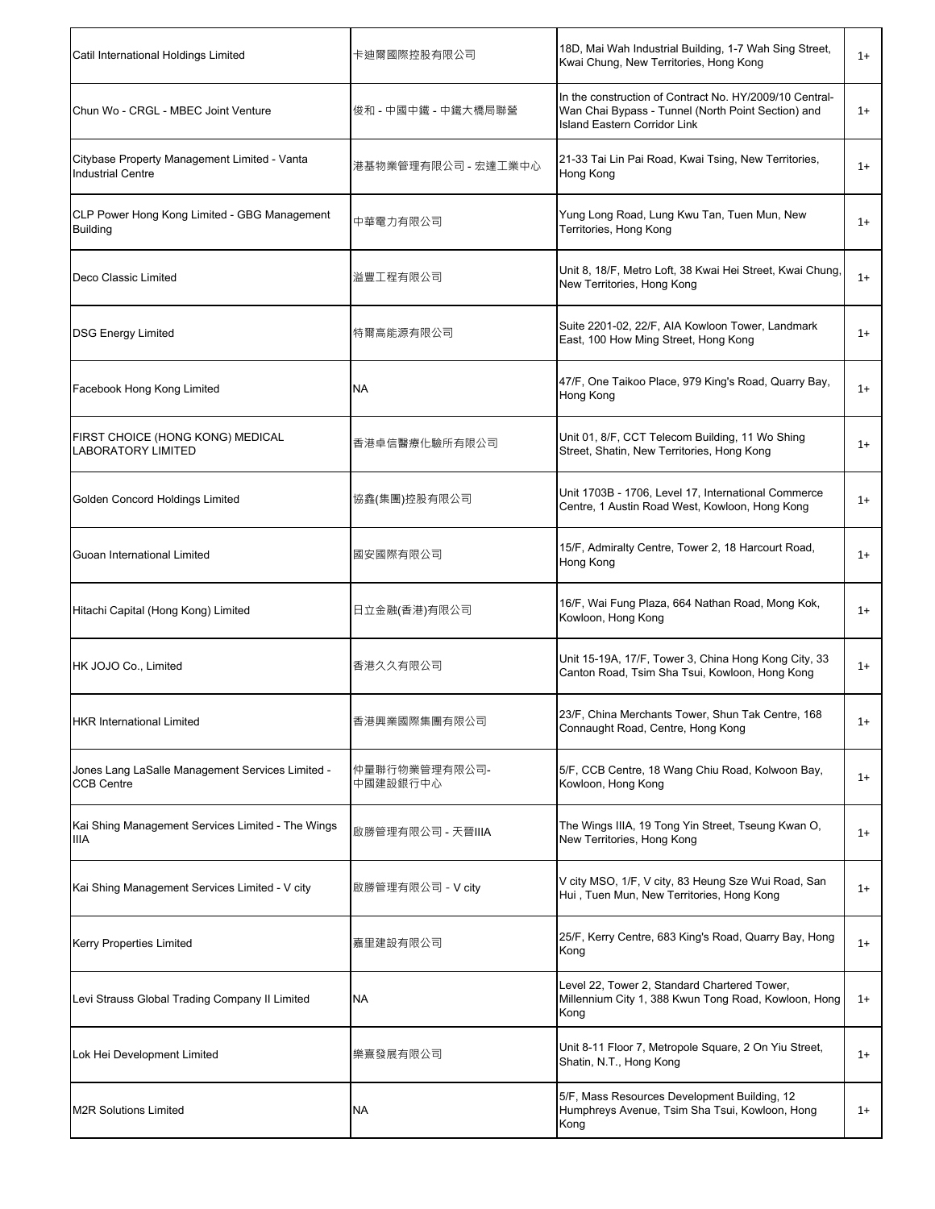| | | | |
|---|---|---|---|
| Catil International Holdings Limited | 卡廸爾國際控股有限公司 | 18D, Mai Wah Industrial Building, 1-7 Wah Sing Street, Kwai Chung, New Territories, Hong Kong | 1+ |
| Chun Wo - CRGL - MBEC Joint Venture | 俊和 - 中國中鐵 - 中鐵大橋局聯營 | In the construction of Contract No. HY/2009/10 Central-Wan Chai Bypass - Tunnel (North Point Section) and Island Eastern Corridor Link | 1+ |
| Citybase Property Management Limited - Vanta Industrial Centre | 港基物業管理有限公司 - 宏達工業中心 | 21-33 Tai Lin Pai Road, Kwai Tsing, New Territories, Hong Kong | 1+ |
| CLP Power Hong Kong Limited - GBG Management Building | 中華電力有限公司 | Yung Long Road, Lung Kwu Tan, Tuen Mun, New Territories, Hong Kong | 1+ |
| Deco Classic Limited | 溢豐工程有限公司 | Unit 8, 18/F, Metro Loft, 38 Kwai Hei Street, Kwai Chung, New Territories, Hong Kong | 1+ |
| DSG Energy Limited | 特爾高能源有限公司 | Suite 2201-02, 22/F, AIA Kowloon Tower, Landmark East, 100 How Ming Street, Hong Kong | 1+ |
| Facebook Hong Kong Limited | NA | 47/F, One Taikoo Place, 979 King's Road, Quarry Bay, Hong Kong | 1+ |
| FIRST CHOICE (HONG KONG) MEDICAL LABORATORY LIMITED | 香港卓信醫療化驗所有限公司 | Unit 01, 8/F, CCT Telecom Building, 11 Wo Shing Street, Shatin, New Territories, Hong Kong | 1+ |
| Golden Concord Holdings Limited | 協鑫(集團)控股有限公司 | Unit 1703B - 1706, Level 17, International Commerce Centre, 1 Austin Road West, Kowloon, Hong Kong | 1+ |
| Guoan International Limited | 國安國際有限公司 | 15/F, Admiralty Centre, Tower 2, 18 Harcourt Road, Hong Kong | 1+ |
| Hitachi Capital (Hong Kong) Limited | 日立金融(香港)有限公司 | 16/F, Wai Fung Plaza, 664 Nathan Road, Mong Kok, Kowloon, Hong Kong | 1+ |
| HK JOJO Co., Limited | 香港久久有限公司 | Unit 15-19A, 17/F, Tower 3, China Hong Kong City, 33 Canton Road, Tsim Sha Tsui, Kowloon, Hong Kong | 1+ |
| HKR International Limited | 香港興業國際集團有限公司 | 23/F, China Merchants Tower, Shun Tak Centre, 168 Connaught Road, Centre, Hong Kong | 1+ |
| Jones Lang LaSalle Management Services Limited - CCB Centre | 仲量聯行物業管理有限公司-中國建設銀行中心 | 5/F, CCB Centre, 18 Wang Chiu Road, Kolwoon Bay, Kowloon, Hong Kong | 1+ |
| Kai Shing Management Services Limited - The Wings IIIA | 啟勝管理有限公司 - 天晉IIIA | The Wings IIIA, 19 Tong Yin Street, Tseung Kwan O, New Territories, Hong Kong | 1+ |
| Kai Shing Management Services Limited - V city | 啟勝管理有限公司 - V city | V city MSO, 1/F, V city, 83 Heung Sze Wui Road, San Hui , Tuen Mun, New Territories, Hong Kong | 1+ |
| Kerry Properties Limited | 嘉里建設有限公司 | 25/F, Kerry Centre, 683 King's Road, Quarry Bay, Hong Kong | 1+ |
| Levi Strauss Global Trading Company II Limited | NA | Level 22, Tower 2, Standard Chartered Tower, Millennium City 1, 388 Kwun Tong Road, Kowloon, Hong Kong | 1+ |
| Lok Hei Development Limited | 樂熹發展有限公司 | Unit 8-11 Floor 7, Metropole Square, 2 On Yiu Street, Shatin, N.T., Hong Kong | 1+ |
| M2R Solutions Limited | NA | 5/F, Mass Resources Development Building, 12 Humphreys Avenue, Tsim Sha Tsui, Kowloon, Hong Kong | 1+ |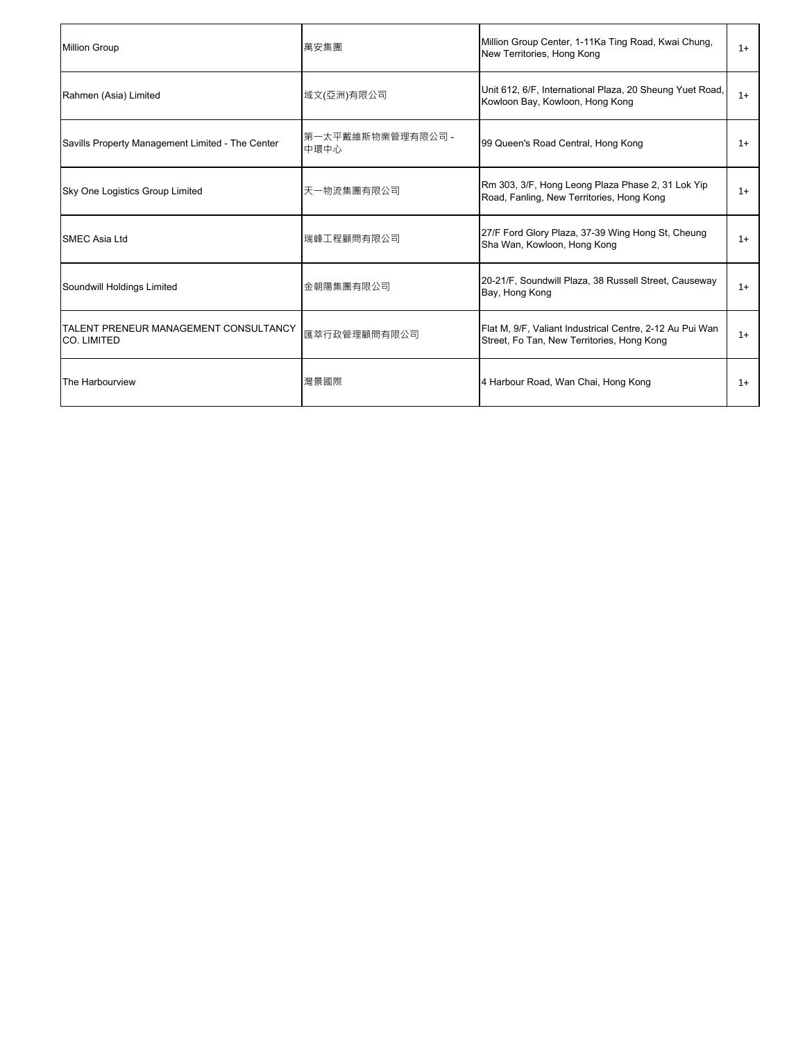| | | | |
|---|---|---|---|
| Million Group | 萬安集團 | Million Group Center, 1-11Ka Ting Road, Kwai Chung, New Territories, Hong Kong | 1+ |
| Rahmen (Asia) Limited | 域文(亞洲)有限公司 | Unit 612, 6/F, International Plaza, 20 Sheung Yuet Road, Kowloon Bay, Kowloon, Hong Kong | 1+ |
| Savills Property Management Limited - The Center | 第一太平戴維斯物業管理有限公司 - 中環中心 | 99 Queen's Road Central, Hong Kong | 1+ |
| Sky One Logistics Group Limited | 天一物流集團有限公司 | Rm 303, 3/F, Hong Leong Plaza Phase 2, 31 Lok Yip Road, Fanling, New Territories, Hong Kong | 1+ |
| SMEC Asia Ltd | 瑞峰工程顧問有限公司 | 27/F Ford Glory Plaza, 37-39 Wing Hong St, Cheung Sha Wan, Kowloon, Hong Kong | 1+ |
| Soundwill Holdings Limited | 金朝陽集團有限公司 | 20-21/F, Soundwill Plaza, 38 Russell Street, Causeway Bay, Hong Kong | 1+ |
| TALENT PRENEUR MANAGEMENT CONSULTANCY CO. LIMITED | 匯萃行政管理顧問有限公司 | Flat M, 9/F, Valiant Industrial Centre, 2-12 Au Pui Wan Street, Fo Tan, New Territories, Hong Kong | 1+ |
| The Harbourview | 灣景國際 | 4 Harbour Road, Wan Chai, Hong Kong | 1+ |